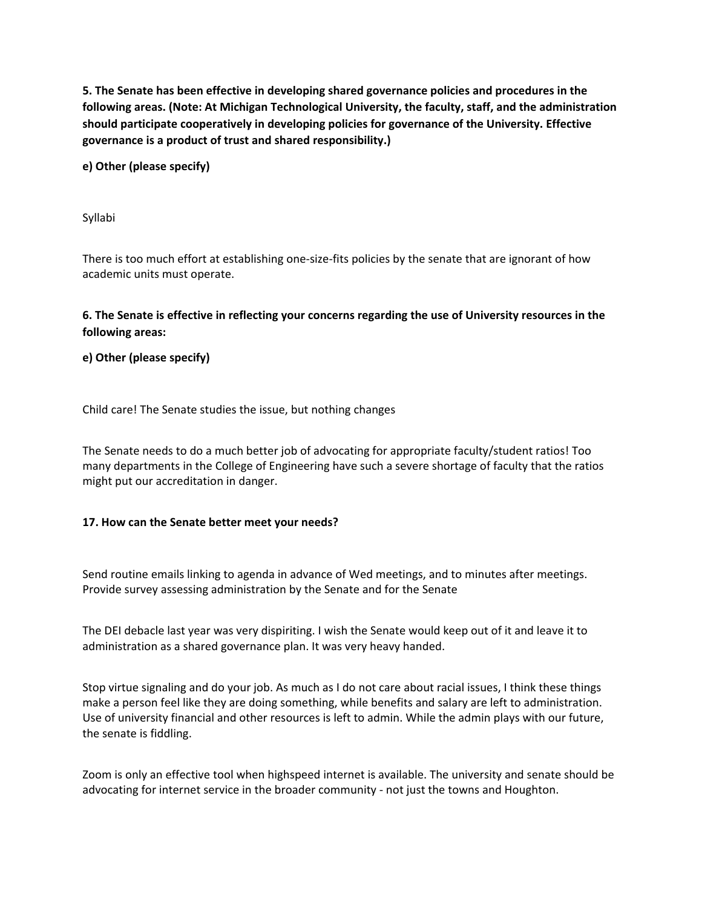**5. The Senate has been effective in developing shared governance policies and procedures in the following areas. (Note: At Michigan Technological University, the faculty, staff, and the administration should participate cooperatively in developing policies for governance of the University. Effective governance is a product of trust and shared responsibility.)**

**e) Other (please specify)**

Syllabi

There is too much effort at establishing one-size-fits policies by the senate that are ignorant of how academic units must operate.

**6. The Senate is effective in reflecting your concerns regarding the use of University resources in the following areas:**

**e) Other (please specify)**

Child care! The Senate studies the issue, but nothing changes

The Senate needs to do a much better job of advocating for appropriate faculty/student ratios! Too many departments in the College of Engineering have such a severe shortage of faculty that the ratios might put our accreditation in danger.

**17. How can the Senate better meet your needs?**

Send routine emails linking to agenda in advance of Wed meetings, and to minutes after meetings. Provide survey assessing administration by the Senate and for the Senate

The DEI debacle last year was very dispiriting. I wish the Senate would keep out of it and leave it to administration as a shared governance plan. It was very heavy handed.

Stop virtue signaling and do your job. As much as I do not care about racial issues, I think these things make a person feel like they are doing something, while benefits and salary are left to administration. Use of university financial and other resources is left to admin. While the admin plays with our future, the senate is fiddling.

Zoom is only an effective tool when highspeed internet is available. The university and senate should be advocating for internet service in the broader community - not just the towns and Houghton.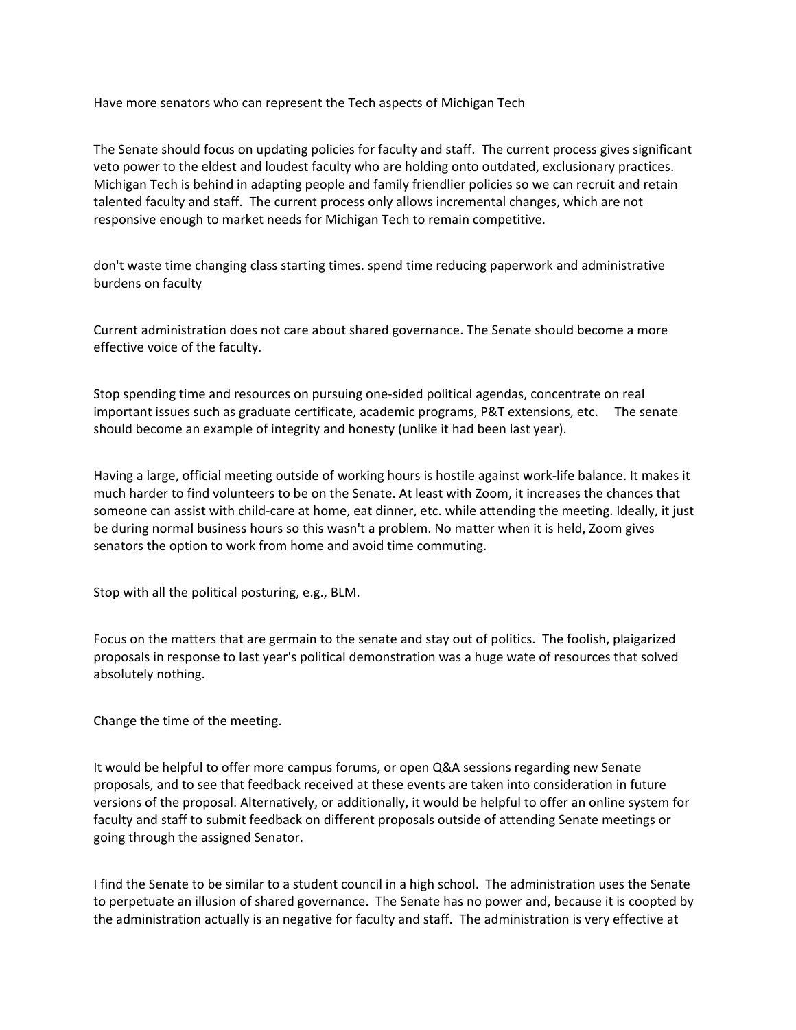Have more senators who can represent the Tech aspects of Michigan Tech

The Senate should focus on updating policies for faculty and staff. The current process gives significant veto power to the eldest and loudest faculty who are holding onto outdated, exclusionary practices. Michigan Tech is behind in adapting people and family friendlier policies so we can recruit and retain talented faculty and staff. The current process only allows incremental changes, which are not responsive enough to market needs for Michigan Tech to remain competitive.

don't waste time changing class starting times. spend time reducing paperwork and administrative burdens on faculty

Current administration does not care about shared governance. The Senate should become a more effective voice of the faculty.

Stop spending time and resources on pursuing one-sided political agendas, concentrate on real important issues such as graduate certificate, academic programs, P&T extensions, etc. The senate should become an example of integrity and honesty (unlike it had been last year).

Having a large, official meeting outside of working hours is hostile against work-life balance. It makes it much harder to find volunteers to be on the Senate. At least with Zoom, it increases the chances that someone can assist with child-care at home, eat dinner, etc. while attending the meeting. Ideally, it just be during normal business hours so this wasn't a problem. No matter when it is held, Zoom gives senators the option to work from home and avoid time commuting.

Stop with all the political posturing, e.g., BLM.

Focus on the matters that are germain to the senate and stay out of politics. The foolish, plaigarized proposals in response to last year's political demonstration was a huge wate of resources that solved absolutely nothing.

Change the time of the meeting.

It would be helpful to offer more campus forums, or open Q&A sessions regarding new Senate proposals, and to see that feedback received at these events are taken into consideration in future versions of the proposal. Alternatively, or additionally, it would be helpful to offer an online system for faculty and staff to submit feedback on different proposals outside of attending Senate meetings or going through the assigned Senator.

I find the Senate to be similar to a student council in a high school. The administration uses the Senate to perpetuate an illusion of shared governance. The Senate has no power and, because it is coopted by the administration actually is an negative for faculty and staff. The administration is very effective at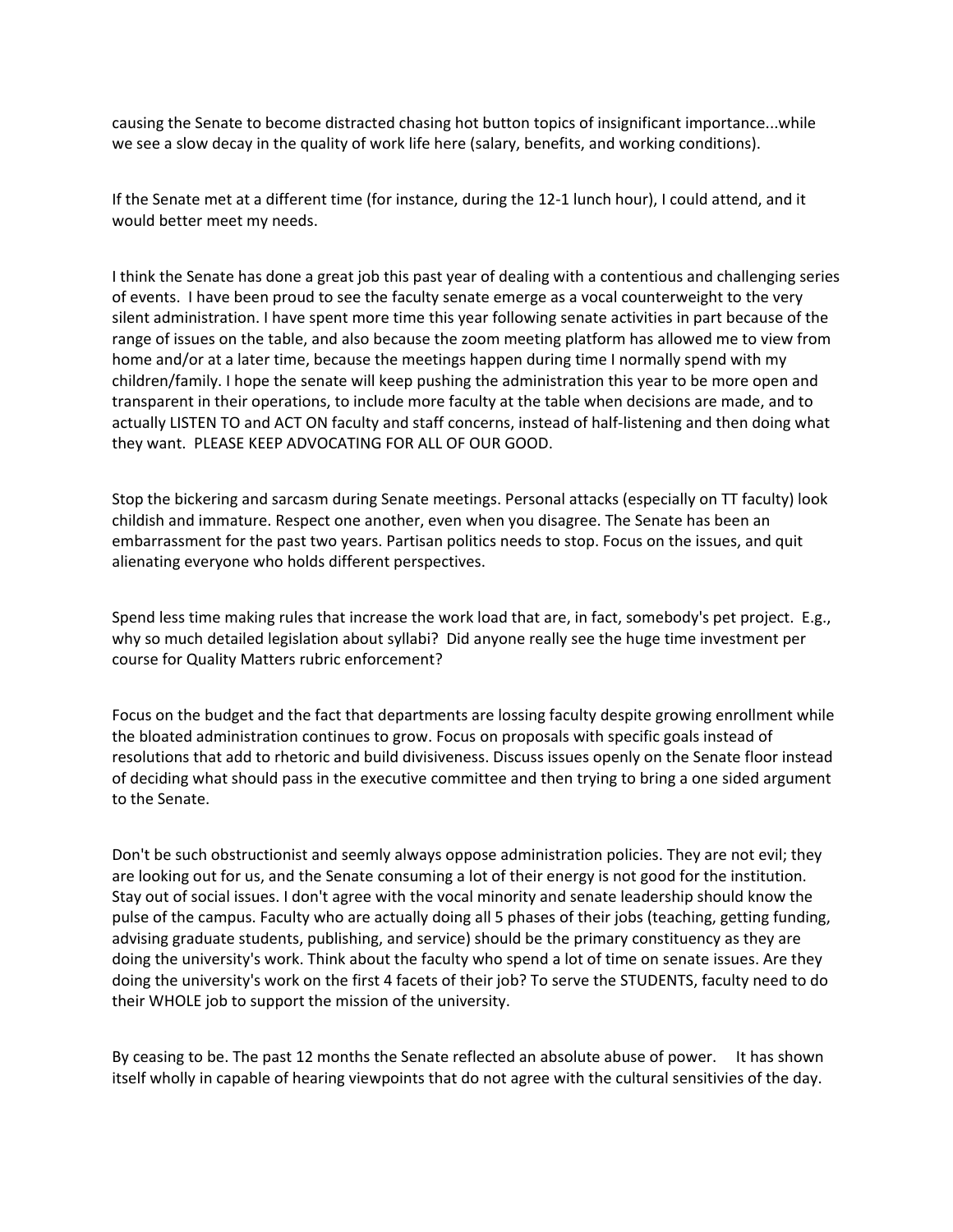causing the Senate to become distracted chasing hot button topics of insignificant importance...while we see a slow decay in the quality of work life here (salary, benefits, and working conditions).

If the Senate met at a different time (for instance, during the 12-1 lunch hour), I could attend, and it would better meet my needs.

I think the Senate has done a great job this past year of dealing with a contentious and challenging series of events. I have been proud to see the faculty senate emerge as a vocal counterweight to the very silent administration. I have spent more time this year following senate activities in part because of the range of issues on the table, and also because the zoom meeting platform has allowed me to view from home and/or at a later time, because the meetings happen during time I normally spend with my children/family. I hope the senate will keep pushing the administration this year to be more open and transparent in their operations, to include more faculty at the table when decisions are made, and to actually LISTEN TO and ACT ON faculty and staff concerns, instead of half-listening and then doing what they want. PLEASE KEEP ADVOCATING FOR ALL OF OUR GOOD.

Stop the bickering and sarcasm during Senate meetings. Personal attacks (especially on TT faculty) look childish and immature. Respect one another, even when you disagree. The Senate has been an embarrassment for the past two years. Partisan politics needs to stop. Focus on the issues, and quit alienating everyone who holds different perspectives.

Spend less time making rules that increase the work load that are, in fact, somebody's pet project. E.g., why so much detailed legislation about syllabi? Did anyone really see the huge time investment per course for Quality Matters rubric enforcement?

Focus on the budget and the fact that departments are lossing faculty despite growing enrollment while the bloated administration continues to grow. Focus on proposals with specific goals instead of resolutions that add to rhetoric and build divisiveness. Discuss issues openly on the Senate floor instead of deciding what should pass in the executive committee and then trying to bring a one sided argument to the Senate.

Don't be such obstructionist and seemly always oppose administration policies. They are not evil; they are looking out for us, and the Senate consuming a lot of their energy is not good for the institution. Stay out of social issues. I don't agree with the vocal minority and senate leadership should know the pulse of the campus. Faculty who are actually doing all 5 phases of their jobs (teaching, getting funding, advising graduate students, publishing, and service) should be the primary constituency as they are doing the university's work. Think about the faculty who spend a lot of time on senate issues. Are they doing the university's work on the first 4 facets of their job? To serve the STUDENTS, faculty need to do their WHOLE job to support the mission of the university.

By ceasing to be. The past 12 months the Senate reflected an absolute abuse of power. It has shown itself wholly in capable of hearing viewpoints that do not agree with the cultural sensitivies of the day.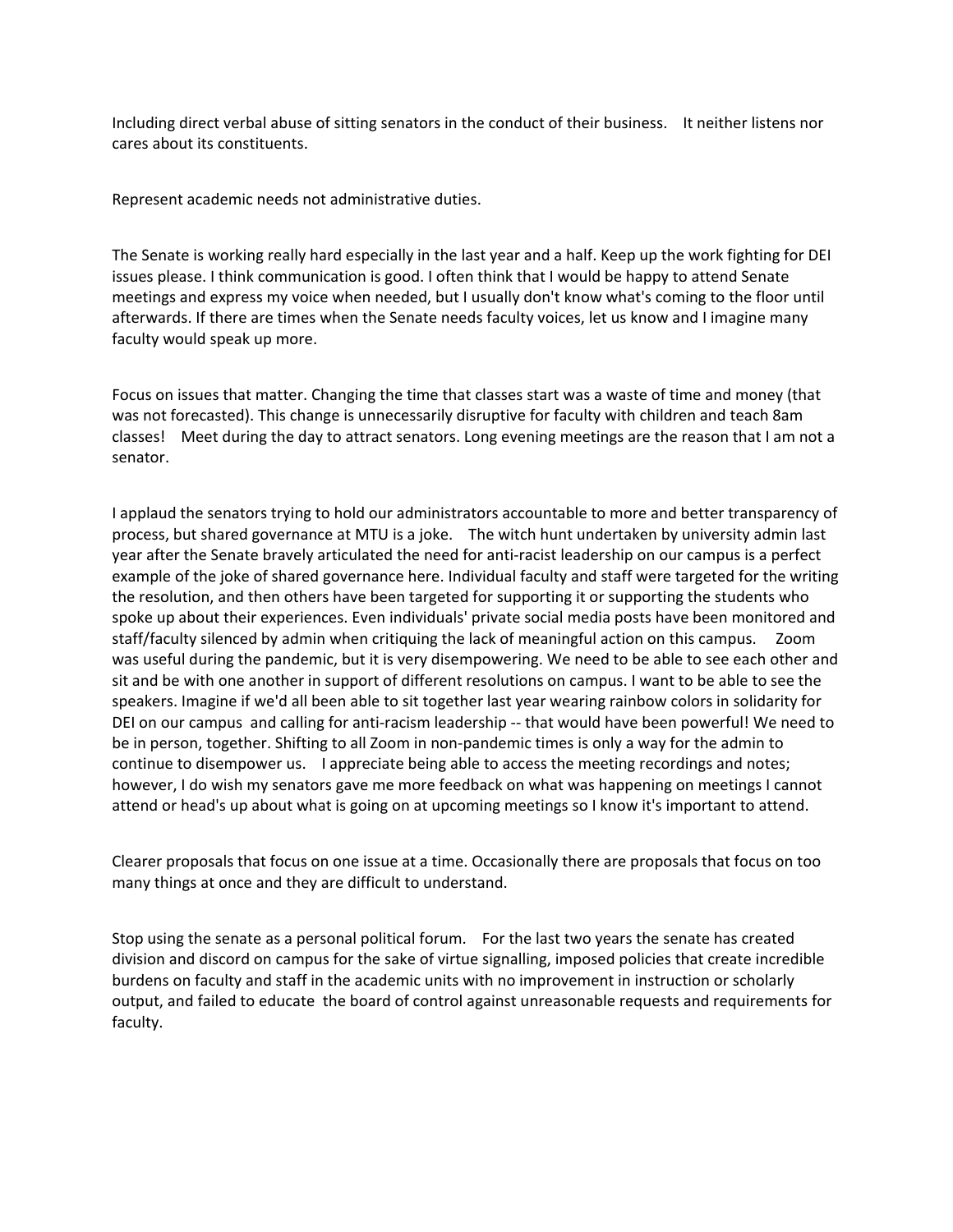Including direct verbal abuse of sitting senators in the conduct of their business.    It neither listens nor cares about its constituents.

Represent academic needs not administrative duties.

The Senate is working really hard especially in the last year and a half. Keep up the work fighting for DEI issues please. I think communication is good. I often think that I would be happy to attend Senate meetings and express my voice when needed, but I usually don't know what's coming to the floor until afterwards. If there are times when the Senate needs faculty voices, let us know and I imagine many faculty would speak up more.

Focus on issues that matter. Changing the time that classes start was a waste of time and money (that was not forecasted). This change is unnecessarily disruptive for faculty with children and teach 8am classes!    Meet during the day to attract senators. Long evening meetings are the reason that I am not a senator.

I applaud the senators trying to hold our administrators accountable to more and better transparency of process, but shared governance at MTU is a joke.    The witch hunt undertaken by university admin last year after the Senate bravely articulated the need for anti-racist leadership on our campus is a perfect example of the joke of shared governance here. Individual faculty and staff were targeted for the writing the resolution, and then others have been targeted for supporting it or supporting the students who spoke up about their experiences. Even individuals' private social media posts have been monitored and staff/faculty silenced by admin when critiquing the lack of meaningful action on this campus.    Zoom was useful during the pandemic, but it is very disempowering. We need to be able to see each other and sit and be with one another in support of different resolutions on campus. I want to be able to see the speakers. Imagine if we'd all been able to sit together last year wearing rainbow colors in solidarity for DEI on our campus  and calling for anti-racism leadership -- that would have been powerful! We need to be in person, together. Shifting to all Zoom in non-pandemic times is only a way for the admin to continue to disempower us.    I appreciate being able to access the meeting recordings and notes; however, I do wish my senators gave me more feedback on what was happening on meetings I cannot attend or head's up about what is going on at upcoming meetings so I know it's important to attend.

Clearer proposals that focus on one issue at a time. Occasionally there are proposals that focus on too many things at once and they are difficult to understand.

Stop using the senate as a personal political forum.    For the last two years the senate has created division and discord on campus for the sake of virtue signalling, imposed policies that create incredible burdens on faculty and staff in the academic units with no improvement in instruction or scholarly output, and failed to educate  the board of control against unreasonable requests and requirements for faculty.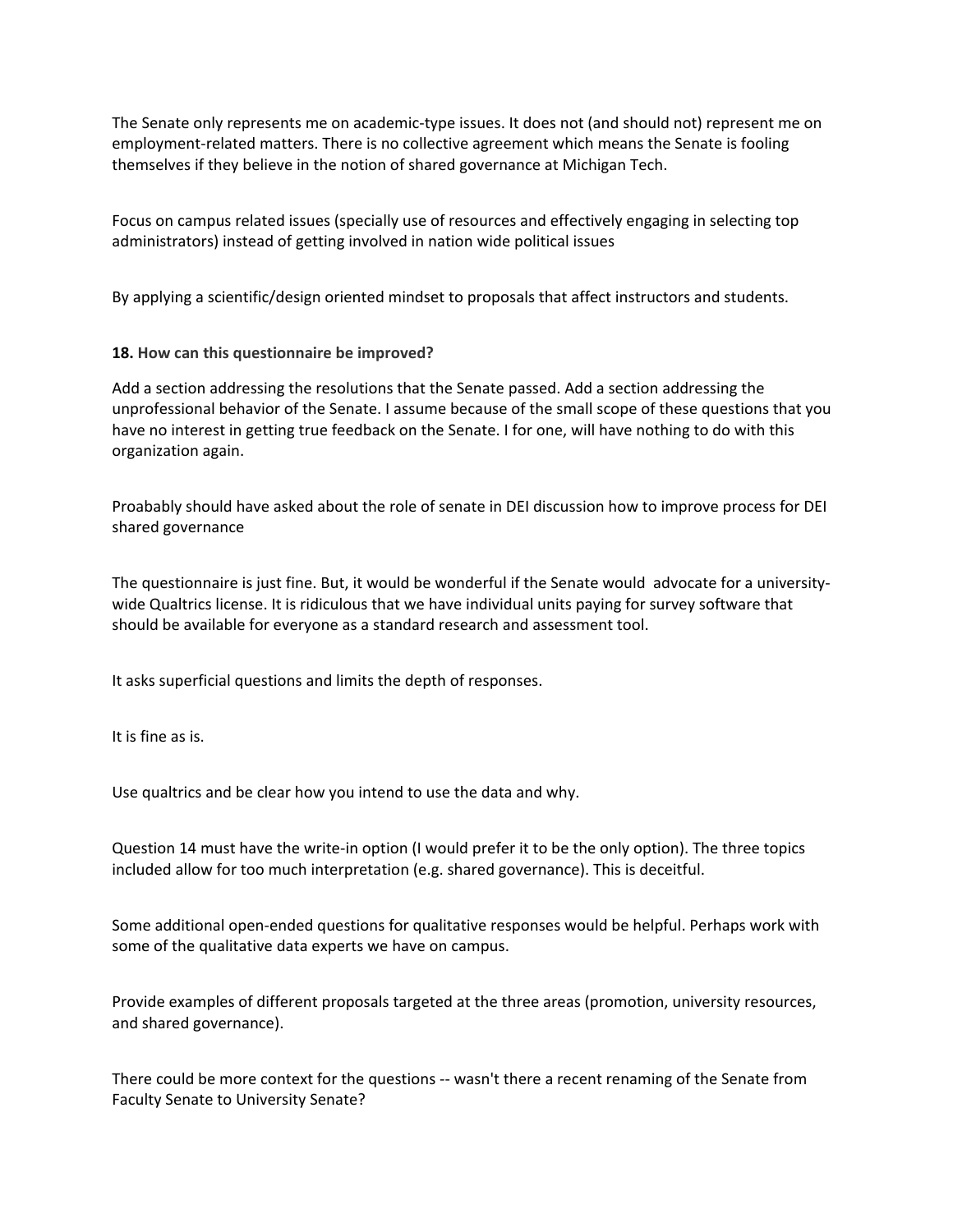The Senate only represents me on academic-type issues. It does not (and should not) represent me on employment-related matters. There is no collective agreement which means the Senate is fooling themselves if they believe in the notion of shared governance at Michigan Tech.

Focus on campus related issues (specially use of resources and effectively engaging in selecting top administrators) instead of getting involved in nation wide political issues

By applying a scientific/design oriented mindset to proposals that affect instructors and students.

**18. How can this questionnaire be improved?**

Add a section addressing the resolutions that the Senate passed. Add a section addressing the unprofessional behavior of the Senate. I assume because of the small scope of these questions that you have no interest in getting true feedback on the Senate. I for one, will have nothing to do with this organization again.

Proabably should have asked about the role of senate in DEI discussion how to improve process for DEI shared governance

The questionnaire is just fine. But, it would be wonderful if the Senate would advocate for a university-wide Qualtrics license. It is ridiculous that we have individual units paying for survey software that should be available for everyone as a standard research and assessment tool.

It asks superficial questions and limits the depth of responses.

It is fine as is.

Use qualtrics and be clear how you intend to use the data and why.

Question 14 must have the write-in option (I would prefer it to be the only option). The three topics included allow for too much interpretation (e.g. shared governance). This is deceitful.

Some additional open-ended questions for qualitative responses would be helpful. Perhaps work with some of the qualitative data experts we have on campus.

Provide examples of different proposals targeted at the three areas (promotion, university resources, and shared governance).

There could be more context for the questions -- wasn't there a recent renaming of the Senate from Faculty Senate to University Senate?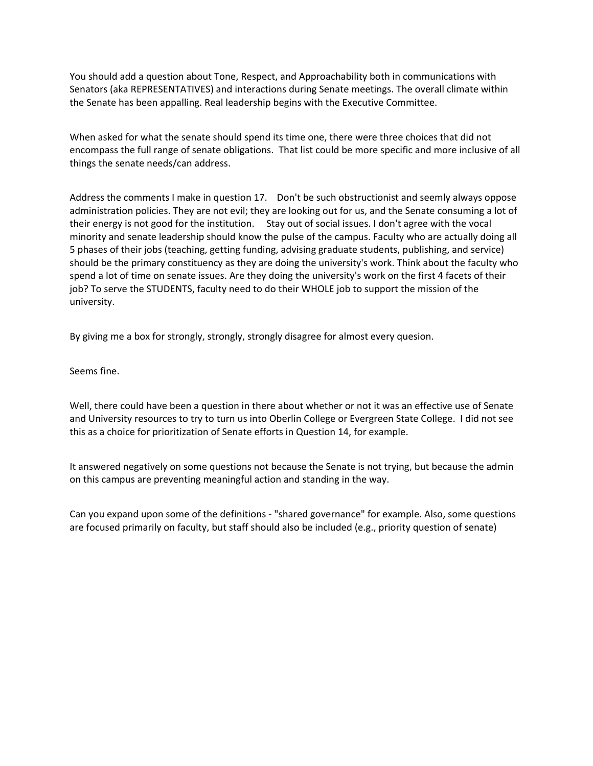You should add a question about Tone, Respect, and Approachability both in communications with Senators (aka REPRESENTATIVES) and interactions during Senate meetings. The overall climate within the Senate has been appalling. Real leadership begins with the Executive Committee.

When asked for what the senate should spend its time one, there were three choices that did not encompass the full range of senate obligations. That list could be more specific and more inclusive of all things the senate needs/can address.

Address the comments I make in question 17. Don't be such obstructionist and seemly always oppose administration policies. They are not evil; they are looking out for us, and the Senate consuming a lot of their energy is not good for the institution. Stay out of social issues. I don't agree with the vocal minority and senate leadership should know the pulse of the campus. Faculty who are actually doing all 5 phases of their jobs (teaching, getting funding, advising graduate students, publishing, and service) should be the primary constituency as they are doing the university's work. Think about the faculty who spend a lot of time on senate issues. Are they doing the university's work on the first 4 facets of their job? To serve the STUDENTS, faculty need to do their WHOLE job to support the mission of the university.

By giving me a box for strongly, strongly, strongly disagree for almost every quesion.

Seems fine.

Well, there could have been a question in there about whether or not it was an effective use of Senate and University resources to try to turn us into Oberlin College or Evergreen State College. I did not see this as a choice for prioritization of Senate efforts in Question 14, for example.

It answered negatively on some questions not because the Senate is not trying, but because the admin on this campus are preventing meaningful action and standing in the way.

Can you expand upon some of the definitions - "shared governance" for example. Also, some questions are focused primarily on faculty, but staff should also be included (e.g., priority question of senate)